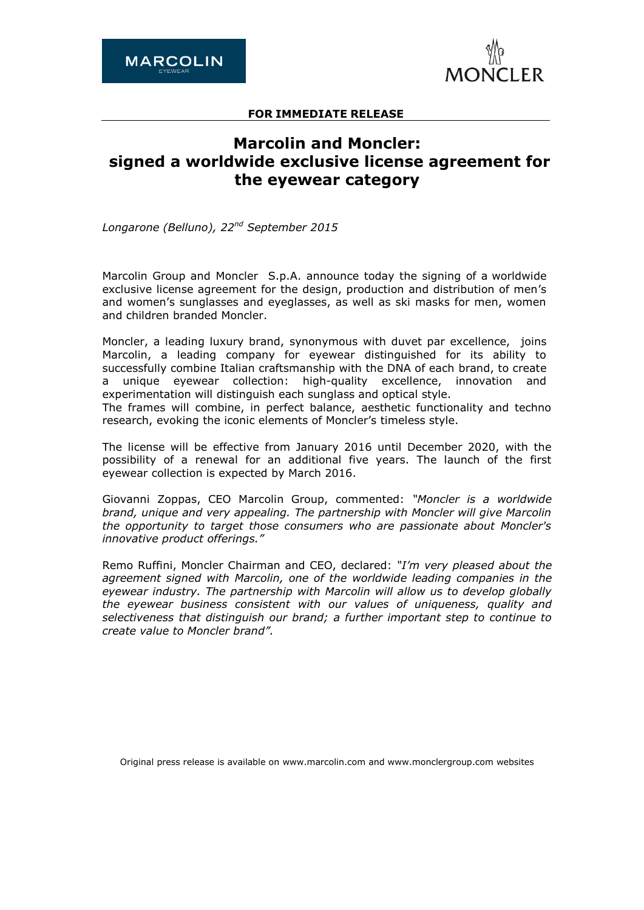MARCOLIN EYEWEAR

MONCLER

**FOR IMMEDIATE RELEASE**

# Marcolin and Moncler: signed a worldwide exclusive license agreement for the eyewear category

*Longarone (Belluno), 22nd September 2015*

Marcolin Group and Moncler S.p.A. announce today the signing of a worldwide exclusive license agreement for the design, production and distribution of men's and women's sunglasses and eyeglasses, as well as ski masks for men, women and children branded Moncler.

Moncler, a leading luxury brand, synonymous with duvet par excellence, joins Marcolin, a leading company for eyewear distinguished for its ability to successfully combine Italian craftsmanship with the DNA of each brand, to create a unique eyewear collection: high-quality excellence, innovation and experimentation will distinguish each sunglass and optical style.
The frames will combine, in perfect balance, aesthetic functionality and techno research, evoking the iconic elements of Moncler's timeless style.

The license will be effective from January 2016 until December 2020, with the possibility of a renewal for an additional five years. The launch of the first eyewear collection is expected by March 2016.

Giovanni Zoppas, CEO Marcolin Group, commented: *"Moncler is a worldwide brand, unique and very appealing. The partnership with Moncler will give Marcolin the opportunity to target those consumers who are passionate about Moncler's innovative product offerings."*

Remo Ruffini, Moncler Chairman and CEO, declared: *"I'm very pleased about the agreement signed with Marcolin, one of the worldwide leading companies in the eyewear industry. The partnership with Marcolin will allow us to develop globally the eyewear business consistent with our values of uniqueness, quality and selectiveness that distinguish our brand; a further important step to continue to create value to Moncler brand".*

Original press release is available on www.marcolin.com and www.monclergroup.com websites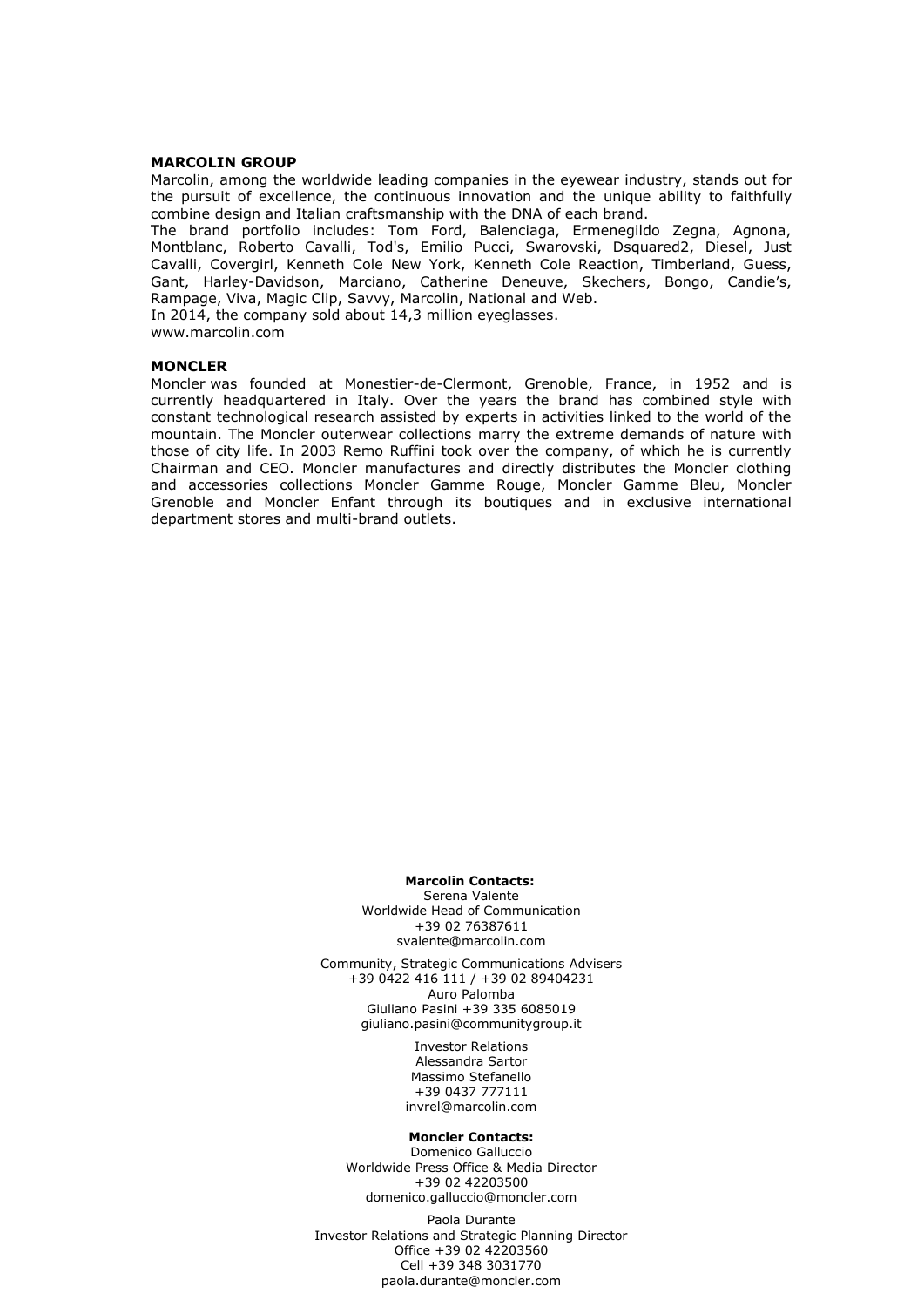**MARCOLIN GROUP**

Marcolin, among the worldwide leading companies in the eyewear industry, stands out for the pursuit of excellence, the continuous innovation and the unique ability to faithfully combine design and Italian craftsmanship with the DNA of each brand.
The brand portfolio includes: Tom Ford, Balenciaga, Ermenegildo Zegna, Agnona, Montblanc, Roberto Cavalli, Tod's, Emilio Pucci, Swarovski, Dsquared2, Diesel, Just Cavalli, Covergirl, Kenneth Cole New York, Kenneth Cole Reaction, Timberland, Guess, Gant, Harley-Davidson, Marciano, Catherine Deneuve, Skechers, Bongo, Candie's, Rampage, Viva, Magic Clip, Savvy, Marcolin, National and Web.
In 2014, the company sold about 14,3 million eyeglasses.
www.marcolin.com

**MONCLER**

Moncler was founded at Monestier-de-Clermont, Grenoble, France, in 1952 and is currently headquartered in Italy. Over the years the brand has combined style with constant technological research assisted by experts in activities linked to the world of the mountain. The Moncler outerwear collections marry the extreme demands of nature with those of city life. In 2003 Remo Ruffini took over the company, of which he is currently Chairman and CEO. Moncler manufactures and directly distributes the Moncler clothing and accessories collections Moncler Gamme Rouge, Moncler Gamme Bleu, Moncler Grenoble and Moncler Enfant through its boutiques and in exclusive international department stores and multi-brand outlets.

**Marcolin Contacts:**
Serena Valente
Worldwide Head of Communication
+39 02 76387611
svalente@marcolin.com

Community, Strategic Communications Advisers
+39 0422 416 111 / +39 02 89404231
Auro Palomba
Giuliano Pasini +39 335 6085019
giuliano.pasini@communitygroup.it

Investor Relations
Alessandra Sartor
Massimo Stefanello
+39 0437 777111
invrel@marcolin.com

**Moncler Contacts:**
Domenico Galluccio
Worldwide Press Office & Media Director
+39 02 42203500
domenico.galluccio@moncler.com

Paola Durante
Investor Relations and Strategic Planning Director
Office +39 02 42203560
Cell +39 348 3031770
paola.durante@moncler.com